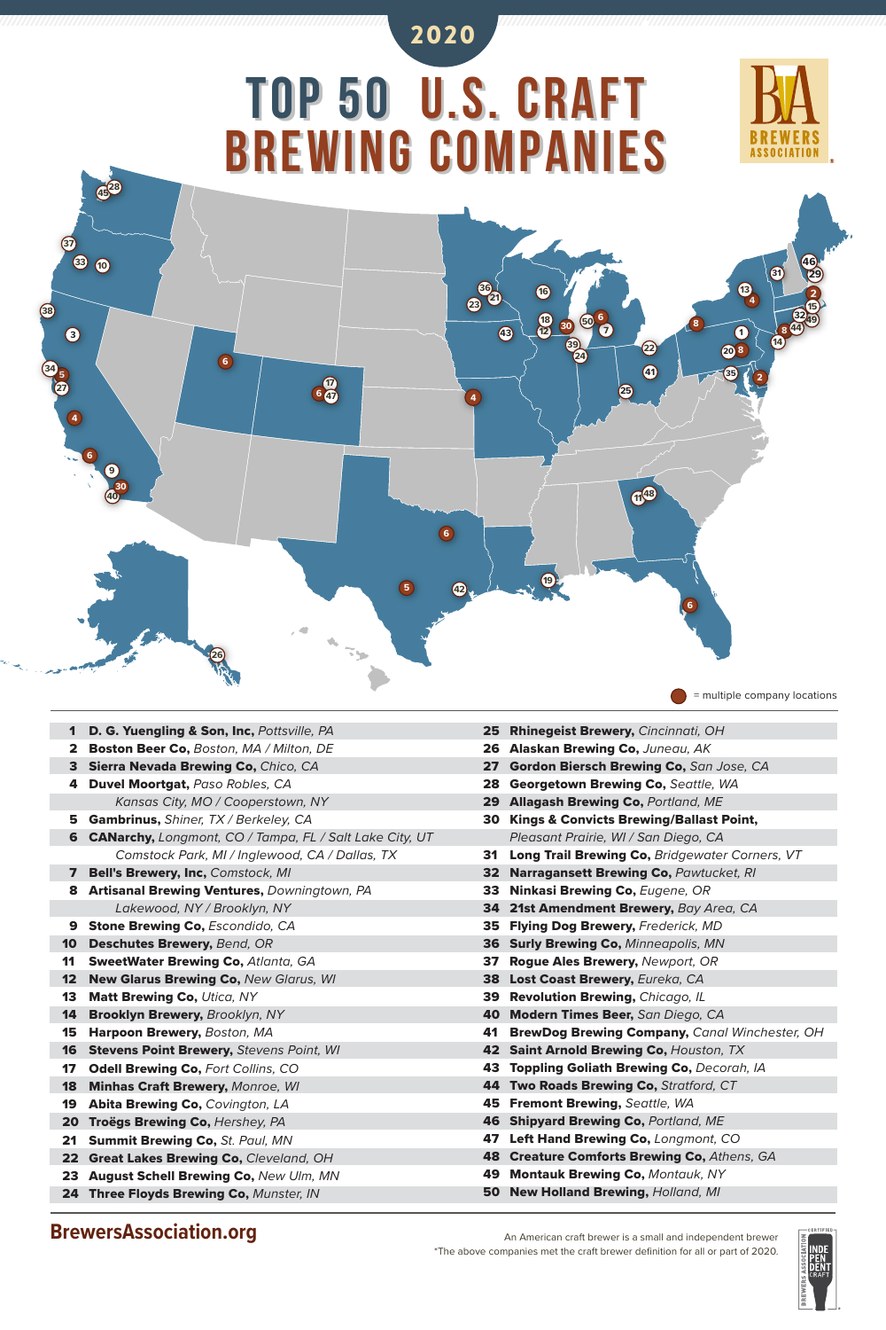2020

# TOP 50 U.S. CRAFT BREWING COMPANIES

BREWERS ASSOCIATION

● = multiple company locations

| # | Company, Location |
|---|---|
| 1 | **D. G. Yuengling & Son, Inc,** *Pottsville, PA* |
| 2 | **Boston Beer Co,** *Boston, MA / Milton, DE* |
| 3 | **Sierra Nevada Brewing Co,** *Chico, CA* |
| 4 | **Duvel Moortgat,** *Paso Robles, CA / Kansas City, MO / Cooperstown, NY* |
| 5 | **Gambrinus,** *Shiner, TX / Berkeley, CA* |
| 6 | **CANarchy,** *Longmont, CO / Tampa, FL / Salt Lake City, UT / Comstock Park, MI / Inglewood, CA / Dallas, TX* |
| 7 | **Bell's Brewery, Inc,** *Comstock, MI* |
| 8 | **Artisanal Brewing Ventures,** *Downingtown, PA / Lakewood, NY / Brooklyn, NY* |
| 9 | **Stone Brewing Co,** *Escondido, CA* |
| 10 | **Deschutes Brewery,** *Bend, OR* |
| 11 | **SweetWater Brewing Co,** *Atlanta, GA* |
| 12 | **New Glarus Brewing Co,** *New Glarus, WI* |
| 13 | **Matt Brewing Co,** *Utica, NY* |
| 14 | **Brooklyn Brewery,** *Brooklyn, NY* |
| 15 | **Harpoon Brewery,** *Boston, MA* |
| 16 | **Stevens Point Brewery,** *Stevens Point, WI* |
| 17 | **Odell Brewing Co,** *Fort Collins, CO* |
| 18 | **Minhas Craft Brewery,** *Monroe, WI* |
| 19 | **Abita Brewing Co,** *Covington, LA* |
| 20 | **Troëgs Brewing Co,** *Hershey, PA* |
| 21 | **Summit Brewing Co,** *St. Paul, MN* |
| 22 | **Great Lakes Brewing Co,** *Cleveland, OH* |
| 23 | **August Schell Brewing Co,** *New Ulm, MN* |
| 24 | **Three Floyds Brewing Co,** *Munster, IN* |
| 25 | **Rhinegeist Brewery,** *Cincinnati, OH* |
| 26 | **Alaskan Brewing Co,** *Juneau, AK* |
| 27 | **Gordon Biersch Brewing Co,** *San Jose, CA* |
| 28 | **Georgetown Brewing Co,** *Seattle, WA* |
| 29 | **Allagash Brewing Co,** *Portland, ME* |
| 30 | **Kings & Convicts Brewing/Ballast Point,** *Pleasant Prairie, WI / San Diego, CA* |
| 31 | **Long Trail Brewing Co,** *Bridgewater Corners, VT* |
| 32 | **Narragansett Brewing Co,** *Pawtucket, RI* |
| 33 | **Ninkasi Brewing Co,** *Eugene, OR* |
| 34 | **21st Amendment Brewery,** *Bay Area, CA* |
| 35 | **Flying Dog Brewery,** *Frederick, MD* |
| 36 | **Surly Brewing Co,** *Minneapolis, MN* |
| 37 | **Rogue Ales Brewery,** *Newport, OR* |
| 38 | **Lost Coast Brewery,** *Eureka, CA* |
| 39 | **Revolution Brewing,** *Chicago, IL* |
| 40 | **Modern Times Beer,** *San Diego, CA* |
| 41 | **BrewDog Brewing Company,** *Canal Winchester, OH* |
| 42 | **Saint Arnold Brewing Co,** *Houston, TX* |
| 43 | **Toppling Goliath Brewing Co,** *Decorah, IA* |
| 44 | **Two Roads Brewing Co,** *Stratford, CT* |
| 45 | **Fremont Brewing,** *Seattle, WA* |
| 46 | **Shipyard Brewing Co,** *Portland, ME* |
| 47 | **Left Hand Brewing Co,** *Longmont, CO* |
| 48 | **Creature Comforts Brewing Co,** *Athens, GA* |
| 49 | **Montauk Brewing Co,** *Montauk, NY* |
| 50 | **New Holland Brewing,** *Holland, MI* |

**BrewersAssociation.org**

An American craft brewer is a small and independent brewer
*The above companies met the craft brewer definition for all or part of 2020.

CERTIFIED INDEPENDENT CRAFT — BREWERS ASSOCIATION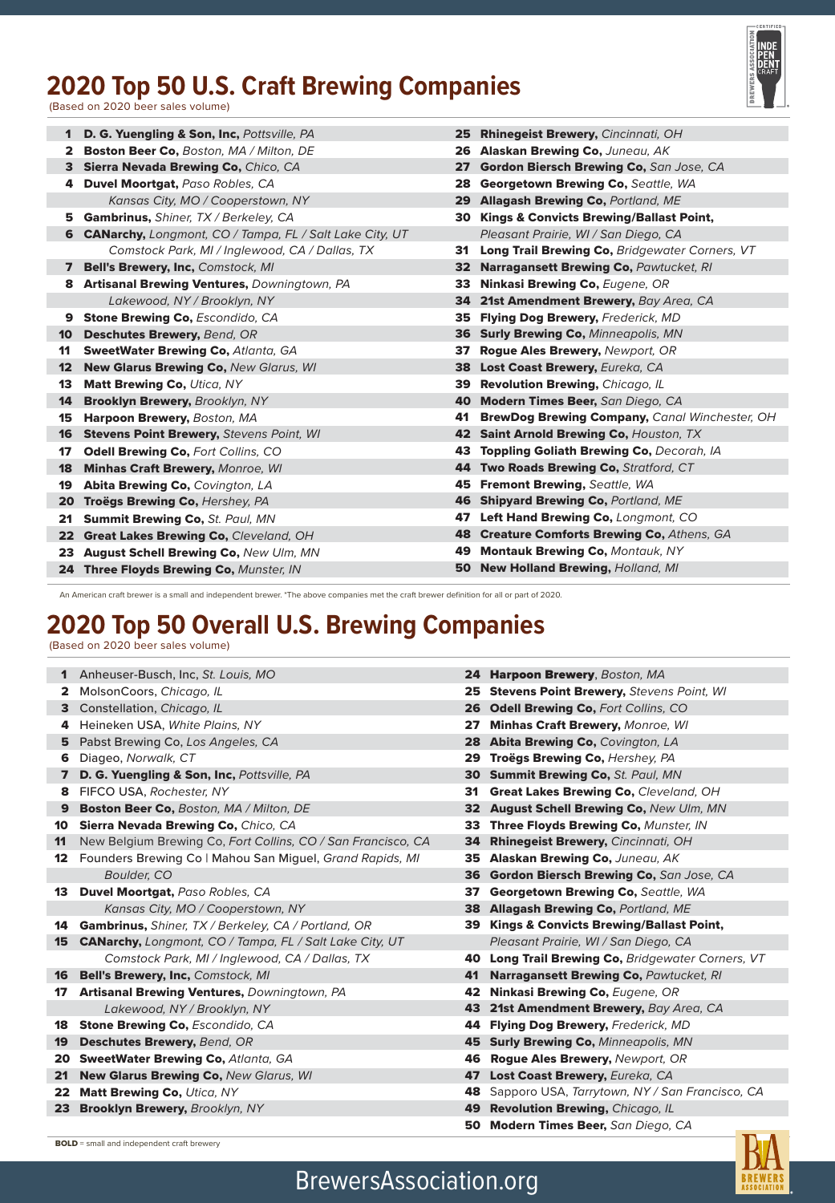# 2020 Top 50 U.S. Craft Brewing Companies

(Based on 2020 beer sales volume)

1. **D. G. Yuengling & Son, Inc,** *Pottsville, PA*
2. **Boston Beer Co,** *Boston, MA / Milton, DE*
3. **Sierra Nevada Brewing Co,** *Chico, CA*
4. **Duvel Moortgat,** *Paso Robles, CA / Kansas City, MO / Cooperstown, NY*
5. **Gambrinus,** *Shiner, TX / Berkeley, CA*
6. **CANarchy,** *Longmont, CO / Tampa, FL / Salt Lake City, UT / Comstock Park, MI / Inglewood, CA / Dallas, TX*
7. **Bell's Brewery, Inc,** *Comstock, MI*
8. **Artisanal Brewing Ventures,** *Downingtown, PA / Lakewood, NY / Brooklyn, NY*
9. **Stone Brewing Co,** *Escondido, CA*
10. **Deschutes Brewery,** *Bend, OR*
11. **SweetWater Brewing Co,** *Atlanta, GA*
12. **New Glarus Brewing Co,** *New Glarus, WI*
13. **Matt Brewing Co,** *Utica, NY*
14. **Brooklyn Brewery,** *Brooklyn, NY*
15. **Harpoon Brewery,** *Boston, MA*
16. **Stevens Point Brewery,** *Stevens Point, WI*
17. **Odell Brewing Co,** *Fort Collins, CO*
18. **Minhas Craft Brewery,** *Monroe, WI*
19. **Abita Brewing Co,** *Covington, LA*
20. **Troëgs Brewing Co,** *Hershey, PA*
21. **Summit Brewing Co,** *St. Paul, MN*
22. **Great Lakes Brewing Co,** *Cleveland, OH*
23. **August Schell Brewing Co,** *New Ulm, MN*
24. **Three Floyds Brewing Co,** *Munster, IN*
25. **Rhinegeist Brewery,** *Cincinnati, OH*
26. **Alaskan Brewing Co,** *Juneau, AK*
27. **Gordon Biersch Brewing Co,** *San Jose, CA*
28. **Georgetown Brewing Co,** *Seattle, WA*
29. **Allagash Brewing Co,** *Portland, ME*
30. **Kings & Convicts Brewing/Ballast Point,** *Pleasant Prairie, WI / San Diego, CA*
31. **Long Trail Brewing Co,** *Bridgewater Corners, VT*
32. **Narragansett Brewing Co,** *Pawtucket, RI*
33. **Ninkasi Brewing Co,** *Eugene, OR*
34. **21st Amendment Brewery,** *Bay Area, CA*
35. **Flying Dog Brewery,** *Frederick, MD*
36. **Surly Brewing Co,** *Minneapolis, MN*
37. **Rogue Ales Brewery,** *Newport, OR*
38. **Lost Coast Brewery,** *Eureka, CA*
39. **Revolution Brewing,** *Chicago, IL*
40. **Modern Times Beer,** *San Diego, CA*
41. **BrewDog Brewing Company,** *Canal Winchester, OH*
42. **Saint Arnold Brewing Co,** *Houston, TX*
43. **Toppling Goliath Brewing Co,** *Decorah, IA*
44. **Two Roads Brewing Co,** *Stratford, CT*
45. **Fremont Brewing,** *Seattle, WA*
46. **Shipyard Brewing Co,** *Portland, ME*
47. **Left Hand Brewing Co,** *Longmont, CO*
48. **Creature Comforts Brewing Co,** *Athens, GA*
49. **Montauk Brewing Co,** *Montauk, NY*
50. **New Holland Brewing,** *Holland, MI*

An American craft brewer is a small and independent brewer. *The above companies met the craft brewer definition for all or part of 2020.

# 2020 Top 50 Overall U.S. Brewing Companies

(Based on 2020 beer sales volume)

1. Anheuser-Busch, Inc, *St. Louis, MO*
2. MolsonCoors, *Chicago, IL*
3. Constellation, *Chicago, IL*
4. Heineken USA, *White Plains, NY*
5. Pabst Brewing Co, *Los Angeles, CA*
6. Diageo, *Norwalk, CT*
7. **D. G. Yuengling & Son, Inc,** *Pottsville, PA*
8. FIFCO USA, *Rochester, NY*
9. **Boston Beer Co,** *Boston, MA / Milton, DE*
10. **Sierra Nevada Brewing Co,** *Chico, CA*
11. New Belgium Brewing Co, *Fort Collins, CO / San Francisco, CA*
12. Founders Brewing Co | Mahou San Miguel, *Grand Rapids, MI / Boulder, CO*
13. **Duvel Moortgat,** *Paso Robles, CA / Kansas City, MO / Cooperstown, NY*
14. **Gambrinus,** *Shiner, TX / Berkeley, CA / Portland, OR*
15. **CANarchy,** *Longmont, CO / Tampa, FL / Salt Lake City, UT / Comstock Park, MI / Inglewood, CA / Dallas, TX*
16. **Bell's Brewery, Inc,** *Comstock, MI*
17. **Artisanal Brewing Ventures,** *Downingtown, PA / Lakewood, NY / Brooklyn, NY*
18. **Stone Brewing Co,** *Escondido, CA*
19. **Deschutes Brewery,** *Bend, OR*
20. **SweetWater Brewing Co,** *Atlanta, GA*
21. **New Glarus Brewing Co,** *New Glarus, WI*
22. **Matt Brewing Co,** *Utica, NY*
23. **Brooklyn Brewery,** *Brooklyn, NY*
24. **Harpoon Brewery,** *Boston, MA*
25. **Stevens Point Brewery,** *Stevens Point, WI*
26. **Odell Brewing Co,** *Fort Collins, CO*
27. **Minhas Craft Brewery,** *Monroe, WI*
28. **Abita Brewing Co,** *Covington, LA*
29. **Troëgs Brewing Co,** *Hershey, PA*
30. **Summit Brewing Co,** *St. Paul, MN*
31. **Great Lakes Brewing Co,** *Cleveland, OH*
32. **August Schell Brewing Co,** *New Ulm, MN*
33. **Three Floyds Brewing Co,** *Munster, IN*
34. **Rhinegeist Brewery,** *Cincinnati, OH*
35. **Alaskan Brewing Co,** *Juneau, AK*
36. **Gordon Biersch Brewing Co,** *San Jose, CA*
37. **Georgetown Brewing Co,** *Seattle, WA*
38. **Allagash Brewing Co,** *Portland, ME*
39. **Kings & Convicts Brewing/Ballast Point,** *Pleasant Prairie, WI / San Diego, CA*
40. **Long Trail Brewing Co,** *Bridgewater Corners, VT*
41. **Narragansett Brewing Co,** *Pawtucket, RI*
42. **Ninkasi Brewing Co,** *Eugene, OR*
43. **21st Amendment Brewery,** *Bay Area, CA*
44. **Flying Dog Brewery,** *Frederick, MD*
45. **Surly Brewing Co,** *Minneapolis, MN*
46. **Rogue Ales Brewery,** *Newport, OR*
47. **Lost Coast Brewery,** *Eureka, CA*
48. Sapporo USA, *Tarrytown, NY / San Francisco, CA*
49. **Revolution Brewing,** *Chicago, IL*
50. **Modern Times Beer,** *San Diego, CA*

**BOLD** = small and independent craft brewery

BrewersAssociation.org